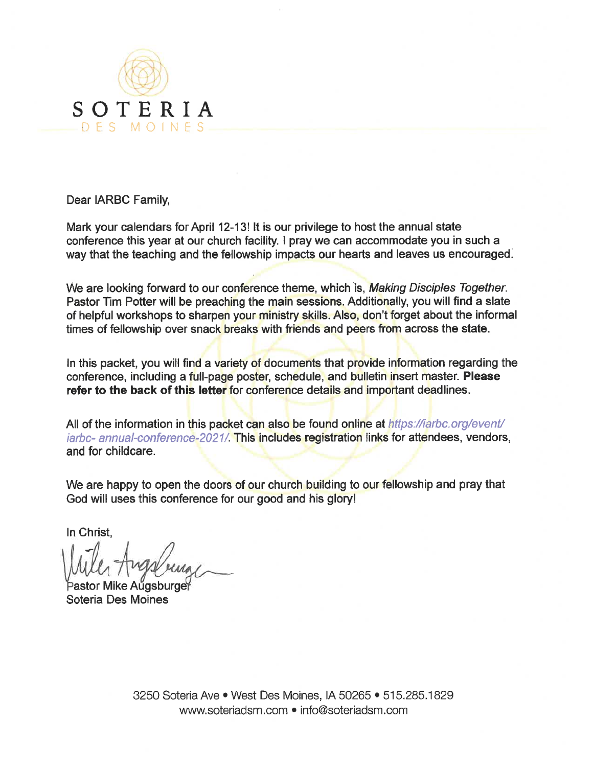# SOTERIA

DES MOINES

Dear IARBC Family,

Mark your calendars for April 12-13! It is our privilege to host the annual state conference this year at our church facility. I pray we can accommodate you in such a way that the teaching and the fellowship impacts our hearts and leaves us encouraged.

We are looking forward to our conference theme, which is, *Making Disciples Together*. Pastor Tim Potter will be preaching the main sessions. Additionally, you will find a slate of helpful workshops to sharpen your ministry skills. Also, don't forget about the informal times of fellowship over snack breaks with friends and peers from across the state.

In this packet, you will find a variety of documents that provide information regarding the conference, including a full-page poster, schedule, and bulletin insert master. **Please refer to the back of this letter** for conference details and important deadlines.

All of the information in this packet can also be found online at *https://iarbc.org/event/iarbc- annual-conference-2021/*. This includes registration links for attendees, vendors, and for childcare.

We are happy to open the doors of our church building to our fellowship and pray that God will uses this conference for our good and his glory!

In Christ,

Pastor Mike Augsburger
Soteria Des Moines

3250 Soteria Ave • West Des Moines, IA 50265 • 515.285.1829
www.soteriadsm.com • info@soteriadsm.com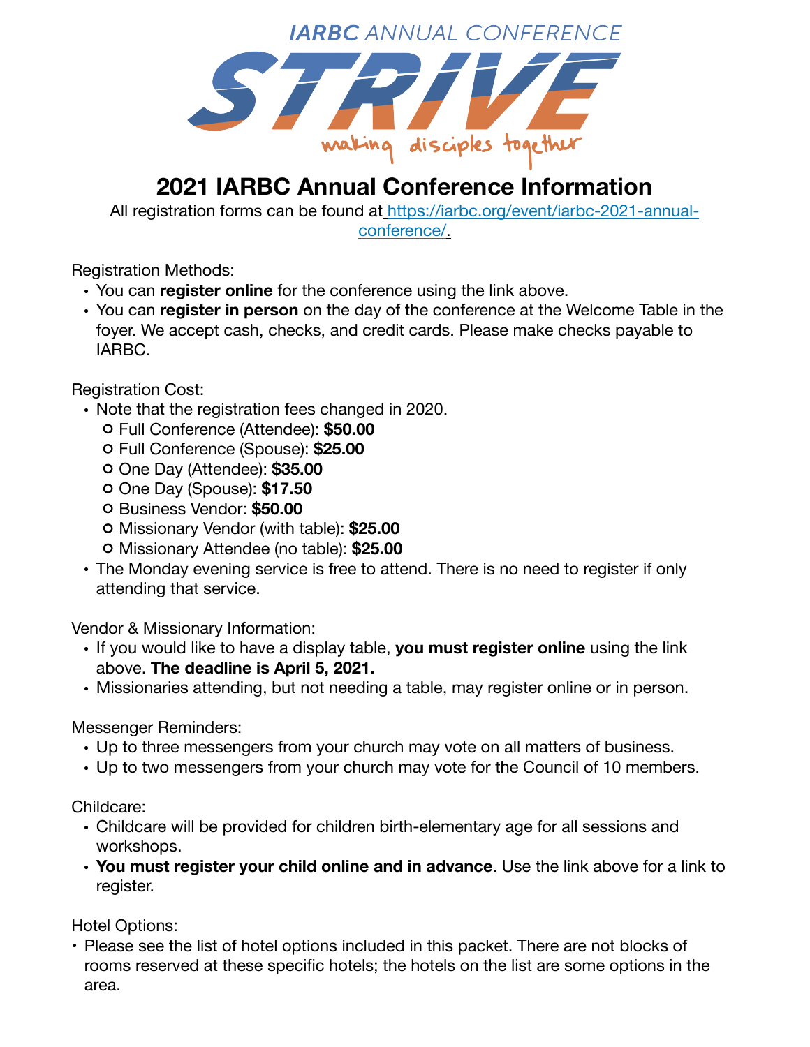IARBC ANNUAL CONFERENCE

STRIVE

making disciples together

# 2021 IARBC Annual Conference Information

All registration forms can be found at https://iarbc.org/event/iarbc-2021-annual-conference/.

Registration Methods:

- You can **register online** for the conference using the link above.
- You can **register in person** on the day of the conference at the Welcome Table in the foyer. We accept cash, checks, and credit cards. Please make checks payable to IARBC.

Registration Cost:

- Note that the registration fees changed in 2020.
  - Full Conference (Attendee): **$50.00**
  - Full Conference (Spouse): **$25.00**
  - One Day (Attendee): **$35.00**
  - One Day (Spouse): **$17.50**
  - Business Vendor: **$50.00**
  - Missionary Vendor (with table): **$25.00**
  - Missionary Attendee (no table): **$25.00**
- The Monday evening service is free to attend. There is no need to register if only attending that service.

Vendor & Missionary Information:

- If you would like to have a display table, **you must register online** using the link above. **The deadline is April 5, 2021.**
- Missionaries attending, but not needing a table, may register online or in person.

Messenger Reminders:

- Up to three messengers from your church may vote on all matters of business.
- Up to two messengers from your church may vote for the Council of 10 members.

Childcare:

- Childcare will be provided for children birth-elementary age for all sessions and workshops.
- **You must register your child online and in advance**. Use the link above for a link to register.

Hotel Options:

- Please see the list of hotel options included in this packet. There are not blocks of rooms reserved at these specific hotels; the hotels on the list are some options in the area.